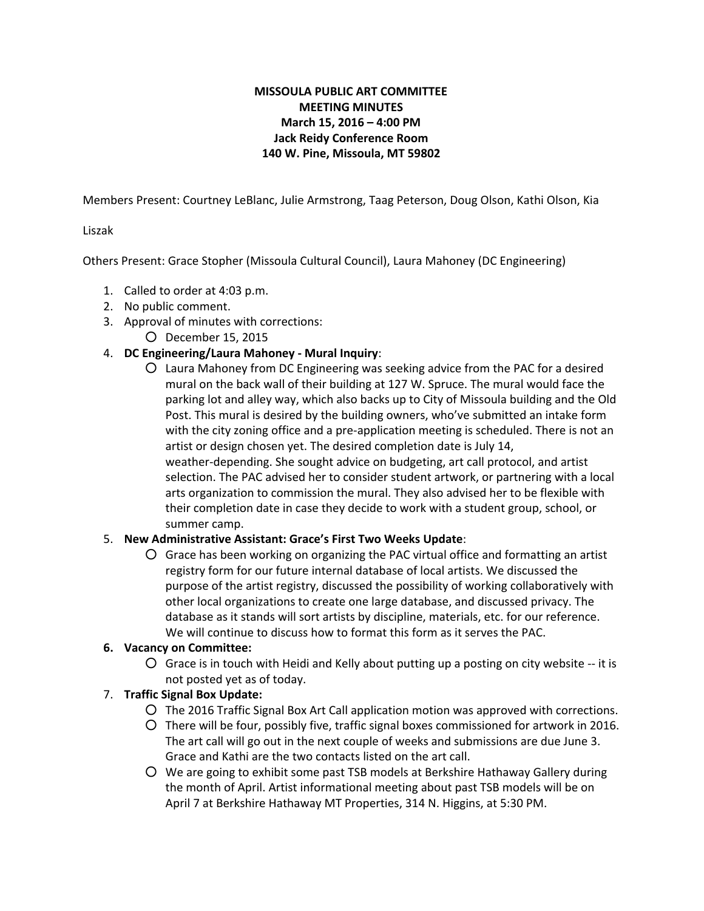**MISSOULA PUBLIC ART COMMITTEE**
**MEETING MINUTES**
**March 15, 2016 – 4:00 PM**
**Jack Reidy Conference Room**
**140 W. Pine, Missoula, MT 59802**

Members Present: Courtney LeBlanc, Julie Armstrong, Taag Peterson, Doug Olson, Kathi Olson, Kia Liszak

Others Present: Grace Stopher (Missoula Cultural Council), Laura Mahoney (DC Engineering)

1. Called to order at 4:03 p.m.
2. No public comment.
3. Approval of minutes with corrections:
   - December 15, 2015
4. **DC Engineering/Laura Mahoney - Mural Inquiry**:
   - Laura Mahoney from DC Engineering was seeking advice from the PAC for a desired mural on the back wall of their building at 127 W. Spruce. The mural would face the parking lot and alley way, which also backs up to City of Missoula building and the Old Post. This mural is desired by the building owners, who've submitted an intake form with the city zoning office and a pre-application meeting is scheduled. There is not an artist or design chosen yet. The desired completion date is July 14, weather-depending. She sought advice on budgeting, art call protocol, and artist selection. The PAC advised her to consider student artwork, or partnering with a local arts organization to commission the mural. They also advised her to be flexible with their completion date in case they decide to work with a student group, school, or summer camp.
5. **New Administrative Assistant: Grace's First Two Weeks Update**:
   - Grace has been working on organizing the PAC virtual office and formatting an artist registry form for our future internal database of local artists. We discussed the purpose of the artist registry, discussed the possibility of working collaboratively with other local organizations to create one large database, and discussed privacy. The database as it stands will sort artists by discipline, materials, etc. for our reference. We will continue to discuss how to format this form as it serves the PAC.
6. **Vacancy on Committee:**
   - Grace is in touch with Heidi and Kelly about putting up a posting on city website -- it is not posted yet as of today.
7. **Traffic Signal Box Update:**
   - The 2016 Traffic Signal Box Art Call application motion was approved with corrections.
   - There will be four, possibly five, traffic signal boxes commissioned for artwork in 2016. The art call will go out in the next couple of weeks and submissions are due June 3. Grace and Kathi are the two contacts listed on the art call.
   - We are going to exhibit some past TSB models at Berkshire Hathaway Gallery during the month of April. Artist informational meeting about past TSB models will be on April 7 at Berkshire Hathaway MT Properties, 314 N. Higgins, at 5:30 PM.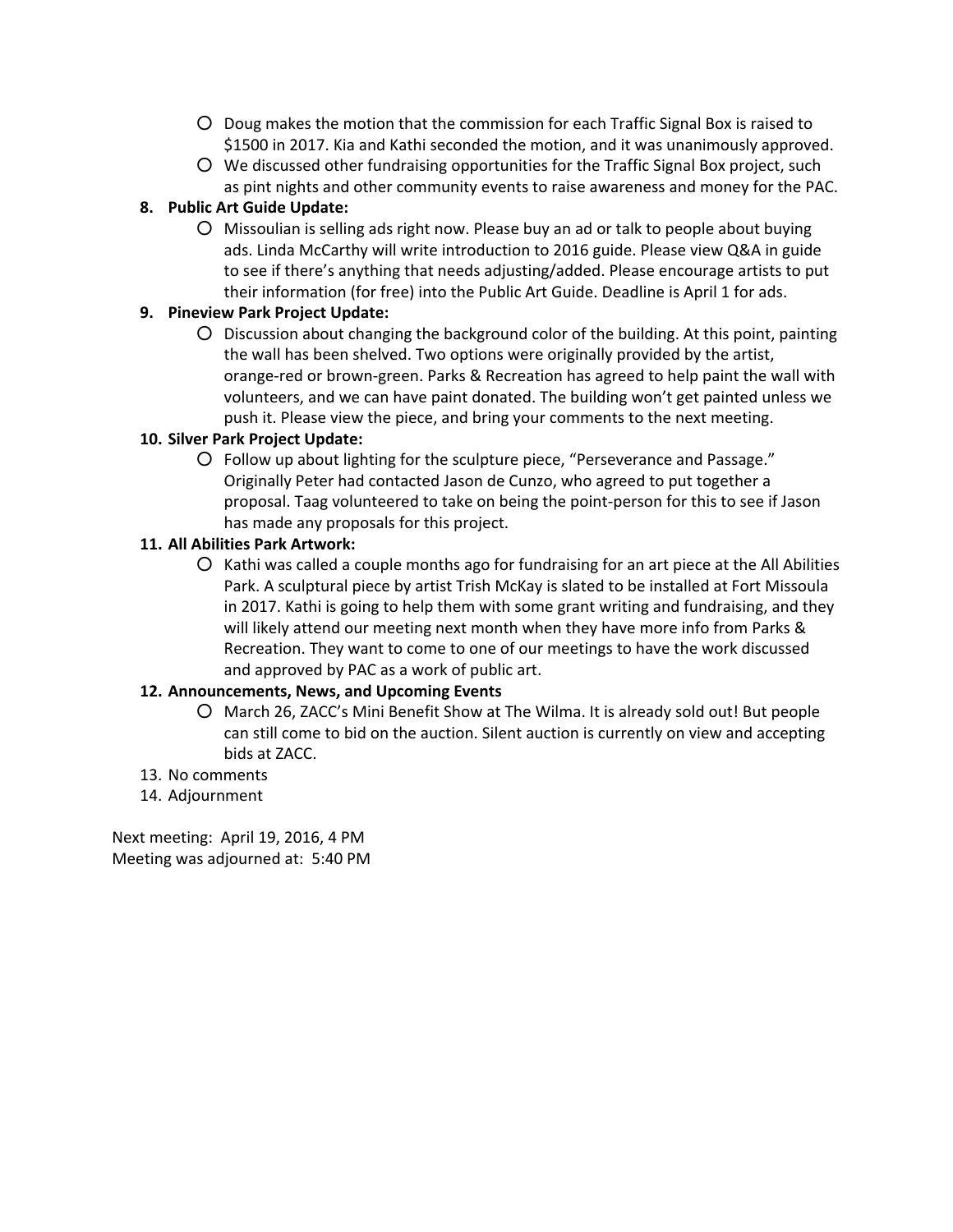- Doug makes the motion that the commission for each Traffic Signal Box is raised to $1500 in 2017. Kia and Kathi seconded the motion, and it was unanimously approved.
- We discussed other fundraising opportunities for the Traffic Signal Box project, such as pint nights and other community events to raise awareness and money for the PAC.

8. **Public Art Guide Update:**
   - Missoulian is selling ads right now. Please buy an ad or talk to people about buying ads. Linda McCarthy will write introduction to 2016 guide. Please view Q&A in guide to see if there's anything that needs adjusting/added. Please encourage artists to put their information (for free) into the Public Art Guide. Deadline is April 1 for ads.
9. **Pineview Park Project Update:**
   - Discussion about changing the background color of the building. At this point, painting the wall has been shelved. Two options were originally provided by the artist, orange-red or brown-green. Parks & Recreation has agreed to help paint the wall with volunteers, and we can have paint donated. The building won't get painted unless we push it. Please view the piece, and bring your comments to the next meeting.
10. **Silver Park Project Update:**
    - Follow up about lighting for the sculpture piece, "Perseverance and Passage." Originally Peter had contacted Jason de Cunzo, who agreed to put together a proposal. Taag volunteered to take on being the point-person for this to see if Jason has made any proposals for this project.
11. **All Abilities Park Artwork:**
    - Kathi was called a couple months ago for fundraising for an art piece at the All Abilities Park. A sculptural piece by artist Trish McKay is slated to be installed at Fort Missoula in 2017. Kathi is going to help them with some grant writing and fundraising, and they will likely attend our meeting next month when they have more info from Parks & Recreation. They want to come to one of our meetings to have the work discussed and approved by PAC as a work of public art.
12. **Announcements, News, and Upcoming Events**
    - March 26, ZACC's Mini Benefit Show at The Wilma. It is already sold out! But people can still come to bid on the auction. Silent auction is currently on view and accepting bids at ZACC.
13. No comments
14. Adjournment

Next meeting: April 19, 2016, 4 PM
Meeting was adjourned at: 5:40 PM